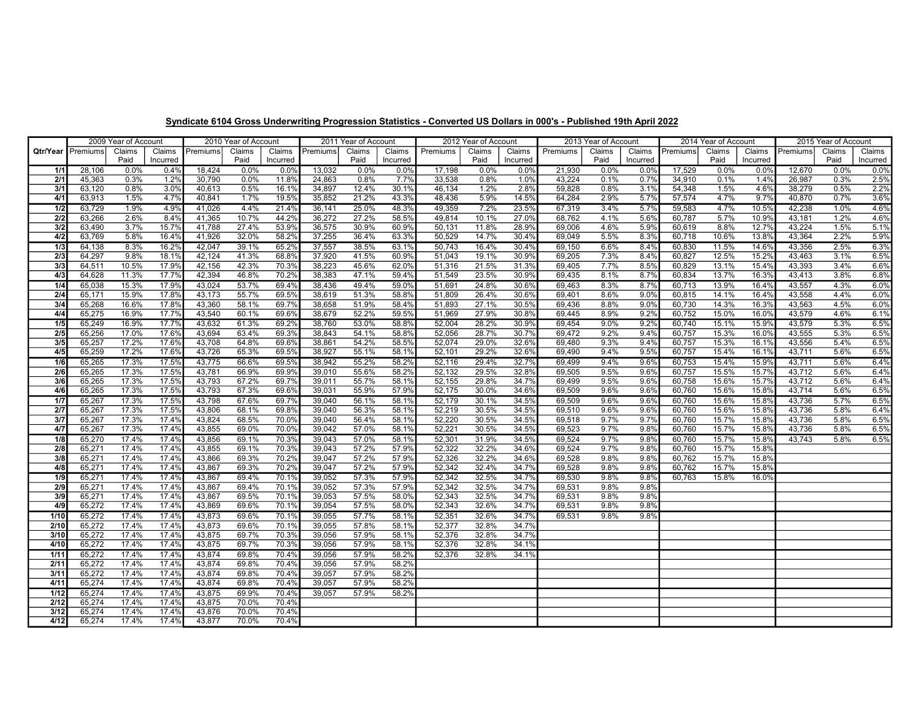**Syndicate 6104 Gross Underwriting Progression Statistics - Converted US Dollars in 000's - Published 19th April 2022**

| | 2009 Year of Account | | | 2010 Year of Account | | | 2011 Year of Account | | | 2012 Year of Account | | | 2013 Year of Account | | | 2014 Year of Account | | | 2015 Year of Account | | |
|---|---|---|---|---|---|---|---|---|---|---|---|---|---|---|---|---|---|---|---|---|---|
| Qtr/Year | Premiums | Claims Paid | Claims Incurred | Premiums | Claims Paid | Claims Incurred | Premiums | Claims Paid | Claims Incurred | Premiums | Claims Paid | Claims Incurred | Premiums | Claims Paid | Claims Incurred | Premiums | Claims Paid | Claims Incurred | Premiums | Claims Paid | Claims Incurred |
| 1/1 | 28,106 | 0.0% | 0.4% | 18,424 | 0.0% | 0.0% | 13,032 | 0.0% | 0.0% | 17,198 | 0.0% | 0.0% | 21,930 | 0.0% | 0.0% | 17,529 | 0.0% | 0.0% | 12,670 | 0.0% | 0.0% |
| 2/1 | 45,363 | 0.3% | 1.2% | 30,790 | 0.0% | 11.8% | 24,863 | 0.8% | 7.7% | 33,538 | 0.8% | 1.0% | 43,224 | 0.1% | 0.7% | 34,910 | 0.1% | 1.4% | 26,987 | 0.3% | 2.5% |
| 3/1 | 63,120 | 0.8% | 3.0% | 40,613 | 0.5% | 16.1% | 34,897 | 12.4% | 30.1% | 46,134 | 1.2% | 2.8% | 59,828 | 0.8% | 3.1% | 54,348 | 1.5% | 4.6% | 38,279 | 0.5% | 2.2% |
| 4/1 | 63,913 | 1.5% | 4.7% | 40,841 | 1.7% | 19.5% | 35,852 | 21.2% | 43.3% | 48,436 | 5.9% | 14.5% | 64,284 | 2.9% | 5.7% | 57,574 | 4.7% | 9.7% | 40,870 | 0.7% | 3.6% |
| 1/2 | 63,729 | 1.9% | 4.9% | 41,026 | 4.4% | 21.4% | 36,141 | 25.0% | 48.3% | 49,359 | 7.2% | 23.5% | 67,319 | 3.4% | 5.7% | 59,583 | 4.7% | 10.5% | 42,238 | 1.0% | 4.6% |
| 2/2 | 63,266 | 2.6% | 8.4% | 41,365 | 10.7% | 44.2% | 36,272 | 27.2% | 58.5% | 49,814 | 10.1% | 27.0% | 68,762 | 4.1% | 5.6% | 60,787 | 5.7% | 10.9% | 43,181 | 1.2% | 4.6% |
| 3/2 | 63,490 | 3.7% | 15.7% | 41,788 | 27.4% | 53.9% | 36,575 | 30.9% | 60.9% | 50,131 | 11.8% | 28.9% | 69,006 | 4.6% | 5.9% | 60,619 | 8.8% | 12.7% | 43,224 | 1.5% | 5.1% |
| 4/2 | 63,769 | 5.8% | 16.4% | 41,926 | 32.0% | 58.2% | 37,255 | 36.4% | 63.3% | 50,529 | 14.7% | 30.4% | 69,049 | 5.5% | 8.3% | 60,718 | 10.6% | 13.8% | 43,364 | 2.2% | 5.9% |
| 1/3 | 64,138 | 8.3% | 16.2% | 42,047 | 39.1% | 65.2% | 37,557 | 38.5% | 63.1% | 50,743 | 16.4% | 30.4% | 69,150 | 6.6% | 8.4% | 60,830 | 11.5% | 14.6% | 43,356 | 2.5% | 6.3% |
| 2/3 | 64,297 | 9.8% | 18.1% | 42,124 | 41.3% | 68.8% | 37,920 | 41.5% | 60.9% | 51,043 | 19.1% | 30.9% | 69,205 | 7.3% | 8.4% | 60,827 | 12.5% | 15.2% | 43,463 | 3.1% | 6.5% |
| 3/3 | 64,511 | 10.5% | 17.9% | 42,156 | 42.3% | 70.3% | 38,223 | 45.6% | 62.0% | 51,316 | 21.5% | 31.3% | 69,405 | 7.7% | 8.5% | 60,829 | 13.1% | 15.4% | 43,393 | 3.4% | 6.6% |
| 4/3 | 64,628 | 11.3% | 17.7% | 42,394 | 46.8% | 70.2% | 38,383 | 47.1% | 59.4% | 51,549 | 23.5% | 30.9% | 69,435 | 8.1% | 8.7% | 60,834 | 13.7% | 16.3% | 43,413 | 3.8% | 6.8% |
| 1/4 | 65,038 | 15.3% | 17.9% | 43,024 | 53.7% | 69.4% | 38,436 | 49.4% | 59.0% | 51,691 | 24.8% | 30.6% | 69,463 | 8.3% | 8.7% | 60,713 | 13.9% | 16.4% | 43,557 | 4.3% | 6.0% |
| 2/4 | 65,171 | 15.9% | 17.8% | 43,173 | 55.7% | 69.5% | 38,619 | 51.3% | 58.8% | 51,809 | 26.4% | 30.6% | 69,401 | 8.6% | 9.0% | 60,815 | 14.1% | 16.4% | 43,558 | 4.4% | 6.0% |
| 3/4 | 65,268 | 16.6% | 17.8% | 43,360 | 58.1% | 69.7% | 38,658 | 51.9% | 58.4% | 51,893 | 27.1% | 30.5% | 69,436 | 8.8% | 9.0% | 60,730 | 14.3% | 16.3% | 43,563 | 4.5% | 6.0% |
| 4/4 | 65,275 | 16.9% | 17.7% | 43,540 | 60.1% | 69.6% | 38,679 | 52.2% | 59.5% | 51,969 | 27.9% | 30.8% | 69,445 | 8.9% | 9.2% | 60,752 | 15.0% | 16.0% | 43,579 | 4.6% | 6.1% |
| 1/5 | 65,249 | 16.9% | 17.7% | 43,632 | 61.3% | 69.2% | 38,760 | 53.0% | 58.8% | 52,004 | 28.2% | 30.9% | 69,454 | 9.0% | 9.2% | 60,740 | 15.1% | 15.9% | 43,579 | 5.3% | 6.5% |
| 2/5 | 65,256 | 17.0% | 17.6% | 43,694 | 63.4% | 69.3% | 38,843 | 54.1% | 58.8% | 52,056 | 28.7% | 30.7% | 69,472 | 9.2% | 9.4% | 60,757 | 15.3% | 16.0% | 43,555 | 5.3% | 6.5% |
| 3/5 | 65,257 | 17.2% | 17.6% | 43,708 | 64.8% | 69.6% | 38,861 | 54.2% | 58.5% | 52,074 | 29.0% | 32.6% | 69,480 | 9.3% | 9.4% | 60,757 | 15.3% | 16.1% | 43,556 | 5.4% | 6.5% |
| 4/5 | 65,259 | 17.2% | 17.6% | 43,726 | 65.3% | 69.5% | 38,927 | 55.1% | 58.1% | 52,101 | 29.2% | 32.6% | 69,490 | 9.4% | 9.5% | 60,757 | 15.4% | 16.1% | 43,711 | 5.6% | 6.5% |
| 1/6 | 65,265 | 17.3% | 17.5% | 43,775 | 66.6% | 69.5% | 38,942 | 55.2% | 58.2% | 52,116 | 29.4% | 32.7% | 69,499 | 9.4% | 9.6% | 60,753 | 15.4% | 15.9% | 43,711 | 5.6% | 6.4% |
| 2/6 | 65,265 | 17.3% | 17.5% | 43,781 | 66.9% | 69.9% | 39,010 | 55.6% | 58.2% | 52,132 | 29.5% | 32.8% | 69,505 | 9.5% | 9.6% | 60,757 | 15.5% | 15.7% | 43,712 | 5.6% | 6.4% |
| 3/6 | 65,265 | 17.3% | 17.5% | 43,793 | 67.2% | 69.7% | 39,011 | 55.7% | 58.1% | 52,155 | 29.8% | 34.7% | 69,499 | 9.5% | 9.6% | 60,758 | 15.6% | 15.7% | 43,712 | 5.6% | 6.4% |
| 4/6 | 65,265 | 17.3% | 17.5% | 43,793 | 67.3% | 69.6% | 39,031 | 55.9% | 57.9% | 52,175 | 30.0% | 34.6% | 69,509 | 9.6% | 9.6% | 60,760 | 15.6% | 15.8% | 43,714 | 5.6% | 6.5% |
| 1/7 | 65,267 | 17.3% | 17.5% | 43,798 | 67.6% | 69.7% | 39,040 | 56.1% | 58.1% | 52,179 | 30.1% | 34.5% | 69,509 | 9.6% | 9.6% | 60,760 | 15.6% | 15.8% | 43,736 | 5.7% | 6.5% |
| 2/7 | 65,267 | 17.3% | 17.5% | 43,806 | 68.1% | 69.8% | 39,040 | 56.3% | 58.1% | 52,219 | 30.5% | 34.5% | 69,510 | 9.6% | 9.6% | 60,760 | 15.6% | 15.8% | 43,736 | 5.8% | 6.4% |
| 3/7 | 65,267 | 17.3% | 17.4% | 43,824 | 68.5% | 70.0% | 39,040 | 56.4% | 58.1% | 52,220 | 30.5% | 34.5% | 69,518 | 9.7% | 9.7% | 60,760 | 15.7% | 15.8% | 43,736 | 5.8% | 6.5% |
| 4/7 | 65,267 | 17.3% | 17.4% | 43,855 | 69.0% | 70.0% | 39,042 | 57.0% | 58.1% | 52,221 | 30.5% | 34.5% | 69,523 | 9.7% | 9.8% | 60,760 | 15.7% | 15.8% | 43,736 | 5.8% | 6.5% |
| 1/8 | 65,270 | 17.4% | 17.4% | 43,856 | 69.1% | 70.3% | 39,043 | 57.0% | 58.1% | 52,301 | 31.9% | 34.5% | 69,524 | 9.7% | 9.8% | 60,760 | 15.7% | 15.8% | 43,743 | 5.8% | 6.5% |
| 2/8 | 65,271 | 17.4% | 17.4% | 43,855 | 69.1% | 70.3% | 39,043 | 57.2% | 57.9% | 52,322 | 32.2% | 34.6% | 69,524 | 9.7% | 9.8% | 60,760 | 15.7% | 15.8% | | | |
| 3/8 | 65,271 | 17.4% | 17.4% | 43,866 | 69.3% | 70.2% | 39,047 | 57.2% | 57.9% | 52,326 | 32.2% | 34.6% | 69,528 | 9.8% | 9.8% | 60,762 | 15.7% | 15.8% | | | |
| 4/8 | 65,271 | 17.4% | 17.4% | 43,867 | 69.3% | 70.2% | 39,047 | 57.2% | 57.9% | 52,342 | 32.4% | 34.7% | 69,528 | 9.8% | 9.8% | 60,762 | 15.7% | 15.8% | | | |
| 1/9 | 65,271 | 17.4% | 17.4% | 43,867 | 69.4% | 70.1% | 39,052 | 57.3% | 57.9% | 52,342 | 32.5% | 34.7% | 69,530 | 9.8% | 9.8% | 60,763 | 15.8% | 16.0% | | | |
| 2/9 | 65,271 | 17.4% | 17.4% | 43,867 | 69.4% | 70.1% | 39,052 | 57.3% | 57.9% | 52,342 | 32.5% | 34.7% | 69,531 | 9.8% | 9.8% | | | | | | |
| 3/9 | 65,271 | 17.4% | 17.4% | 43,867 | 69.5% | 70.1% | 39,053 | 57.5% | 58.0% | 52,343 | 32.5% | 34.7% | 69,531 | 9.8% | 9.8% | | | | | | |
| 4/9 | 65,272 | 17.4% | 17.4% | 43,869 | 69.6% | 70.1% | 39,054 | 57.5% | 58.0% | 52,343 | 32.6% | 34.7% | 69,531 | 9.8% | 9.8% | | | | | | |
| 1/10 | 65,272 | 17.4% | 17.4% | 43,873 | 69.6% | 70.1% | 39,055 | 57.7% | 58.1% | 52,351 | 32.6% | 34.7% | 69,531 | 9.8% | 9.8% | | | | | | |
| 2/10 | 65,272 | 17.4% | 17.4% | 43,873 | 69.6% | 70.1% | 39,055 | 57.8% | 58.1% | 52,377 | 32.8% | 34.7% | | | | | | | | | |
| 3/10 | 65,272 | 17.4% | 17.4% | 43,875 | 69.7% | 70.3% | 39,056 | 57.9% | 58.1% | 52,376 | 32.8% | 34.7% | | | | | | | | | |
| 4/10 | 65,272 | 17.4% | 17.4% | 43,875 | 69.7% | 70.3% | 39,056 | 57.9% | 58.1% | 52,376 | 32.8% | 34.1% | | | | | | | | | |
| 1/11 | 65,272 | 17.4% | 17.4% | 43,874 | 69.8% | 70.4% | 39,056 | 57.9% | 58.2% | 52,376 | 32.8% | 34.1% | | | | | | | | | |
| 2/11 | 65,272 | 17.4% | 17.4% | 43,874 | 69.8% | 70.4% | 39,056 | 57.9% | 58.2% | | | | | | | | | | | | |
| 3/11 | 65,272 | 17.4% | 17.4% | 43,874 | 69.8% | 70.4% | 39,057 | 57.9% | 58.2% | | | | | | | | | | | | |
| 4/11 | 65,274 | 17.4% | 17.4% | 43,874 | 69.8% | 70.4% | 39,057 | 57.9% | 58.2% | | | | | | | | | | | | |
| 1/12 | 65,274 | 17.4% | 17.4% | 43,875 | 69.9% | 70.4% | 39,057 | 57.9% | 58.2% | | | | | | | | | | | | |
| 2/12 | 65,274 | 17.4% | 17.4% | 43,875 | 70.0% | 70.4% | | | | | | | | | | | | | | | |
| 3/12 | 65,274 | 17.4% | 17.4% | 43,876 | 70.0% | 70.4% | | | | | | | | | | | | | | | |
| 4/12 | 65,274 | 17.4% | 17.4% | 43,877 | 70.0% | 70.4% | | | | | | | | | | | | | | | |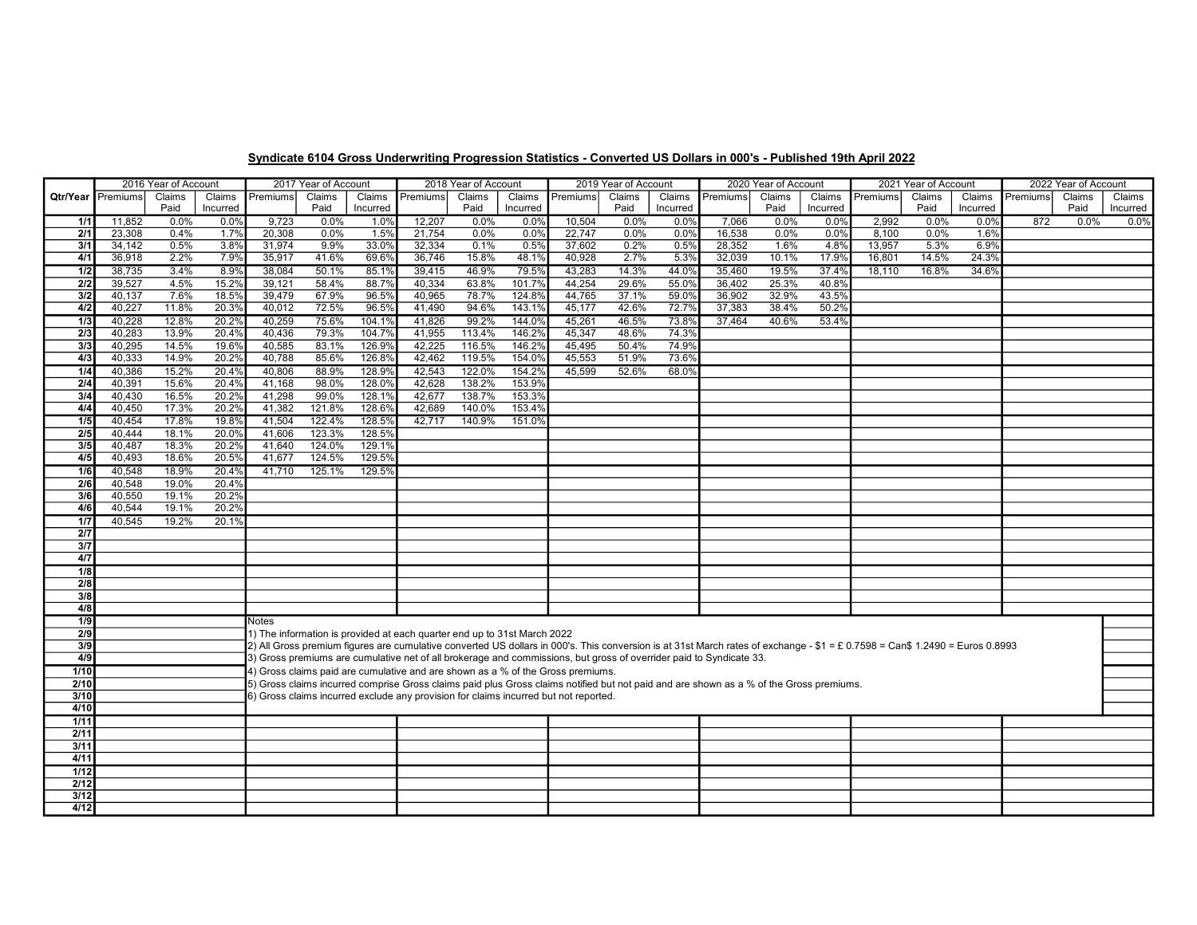## Syndicate 6104 Gross Underwriting Progression Statistics - Converted US Dollars in 000's - Published 19th April 2022

| Qtr/Year | 2016 Year of Account | | | 2017 Year of Account | | | 2018 Year of Account | | | 2019 Year of Account | | | 2020 Year of Account | | | 2021 Year of Account | | | 2022 Year of Account | | |
|---|---|---|---|---|---|---|---|---|---|---|---|---|---|---|---|---|---|---|---|---|---|
| | Premiums | Claims Paid | Claims Incurred | Premiums | Claims Paid | Claims Incurred | Premiums | Claims Paid | Claims Incurred | Premiums | Claims Paid | Claims Incurred | Premiums | Claims Paid | Claims Incurred | Premiums | Claims Paid | Claims Incurred | Premiums | Claims Paid | Claims Incurred |
| 1/1 | 11,852 | 0.0% | 0.0% | 9,723 | 0.0% | 1.0% | 12,207 | 0.0% | 0.0% | 10,504 | 0.0% | 0.0% | 7,066 | 0.0% | 0.0% | 2,992 | 0.0% | 0.0% | 872 | 0.0% | 0.0% |
| 2/1 | 23,308 | 0.4% | 1.7% | 20,308 | 0.0% | 1.5% | 21,754 | 0.0% | 0.0% | 22,747 | 0.0% | 0.0% | 16,538 | 0.0% | 0.0% | 8,100 | 0.0% | 1.6% | | | |
| 3/1 | 34,142 | 0.5% | 3.8% | 31,974 | 9.9% | 33.0% | 32,334 | 0.1% | 0.5% | 37,602 | 0.2% | 0.5% | 28,352 | 1.6% | 4.8% | 13,957 | 5.3% | 6.9% | | | |
| 4/1 | 36,918 | 2.2% | 7.9% | 35,917 | 41.6% | 69.6% | 36,746 | 15.8% | 48.1% | 40,928 | 2.7% | 5.3% | 32,039 | 10.1% | 17.9% | 16,801 | 14.5% | 24.3% | | | |
| 1/2 | 38,735 | 3.4% | 8.9% | 38,084 | 50.1% | 85.1% | 39,415 | 46.9% | 79.5% | 43,283 | 14.3% | 44.0% | 35,460 | 19.5% | 37.4% | 18,110 | 16.8% | 34.6% | | | |
| 2/2 | 39,527 | 4.5% | 15.2% | 39,121 | 58.4% | 88.7% | 40,334 | 63.8% | 101.7% | 44,254 | 29.6% | 55.0% | 36,402 | 25.3% | 40.8% | | | | | | |
| 3/2 | 40,137 | 7.6% | 18.5% | 39,479 | 67.9% | 96.5% | 40,965 | 78.7% | 124.8% | 44,765 | 37.1% | 59.0% | 36,902 | 32.9% | 43.5% | | | | | | |
| 4/2 | 40,227 | 11.8% | 20.3% | 40,012 | 72.5% | 96.5% | 41,490 | 94.6% | 143.1% | 45,177 | 42.6% | 72.7% | 37,383 | 38.4% | 50.2% | | | | | | |
| 1/3 | 40,228 | 12.8% | 20.2% | 40,259 | 75.6% | 104.1% | 41,826 | 99.2% | 144.0% | 45,261 | 46.5% | 73.8% | 37,464 | 40.6% | 53.4% | | | | | | |
| 2/3 | 40,283 | 13.9% | 20.4% | 40,436 | 79.3% | 104.7% | 41,955 | 113.4% | 146.2% | 45,347 | 48.6% | 74.3% | | | | | | | | | |
| 3/3 | 40,295 | 14.5% | 19.6% | 40,585 | 83.1% | 126.9% | 42,225 | 116.5% | 146.2% | 45,495 | 50.4% | 74.9% | | | | | | | | | |
| 4/3 | 40,333 | 14.9% | 20.2% | 40,788 | 85.6% | 126.8% | 42,462 | 119.5% | 154.0% | 45,553 | 51.9% | 73.6% | | | | | | | | | |
| 1/4 | 40,386 | 15.2% | 20.4% | 40,806 | 88.9% | 128.9% | 42,543 | 122.0% | 154.2% | 45,599 | 52.6% | 68.0% | | | | | | | | | |
| 2/4 | 40,391 | 15.6% | 20.4% | 41,168 | 98.0% | 128.0% | 42,628 | 138.2% | 153.9% | | | | | | | | | | | | |
| 3/4 | 40,430 | 16.5% | 20.2% | 41,298 | 99.0% | 128.1% | 42,677 | 138.7% | 153.3% | | | | | | | | | | | | |
| 4/4 | 40,450 | 17.3% | 20.2% | 41,382 | 121.8% | 128.6% | 42,689 | 140.0% | 153.4% | | | | | | | | | | | | |
| 1/5 | 40,454 | 17.8% | 19.8% | 41,504 | 122.4% | 128.5% | 42,717 | 140.9% | 151.0% | | | | | | | | | | | | |
| 2/5 | 40,444 | 18.1% | 20.0% | 41,606 | 123.3% | 128.5% | | | | | | | | | | | | | | | |
| 3/5 | 40,487 | 18.3% | 20.2% | 41,640 | 124.0% | 129.1% | | | | | | | | | | | | | | | |
| 4/5 | 40,493 | 18.6% | 20.5% | 41,677 | 124.5% | 129.5% | | | | | | | | | | | | | | | |
| 1/6 | 40,548 | 18.9% | 20.4% | 41,710 | 125.1% | 129.5% | | | | | | | | | | | | | | | |
| 2/6 | 40,548 | 19.0% | 20.4% | | | | | | | | | | | | | | | | | | |
| 3/6 | 40,550 | 19.1% | 20.2% | | | | | | | | | | | | | | | | | | |
| 4/6 | 40,544 | 19.1% | 20.2% | | | | | | | | | | | | | | | | | | |
| 1/7 | 40,545 | 19.2% | 20.1% | | | | | | | | | | | | | | | | | | |
| 2/7 | | | | | | | | | | | | | | | | | | | | | |
| 3/7 | | | | | | | | | | | | | | | | | | | | | |
| 4/7 | | | | | | | | | | | | | | | | | | | | | |
| 1/8 | | | | | | | | | | | | | | | | | | | | | |
| 2/8 | | | | | | | | | | | | | | | | | | | | | |
| 3/8 | | | | | | | | | | | | | | | | | | | | | |
| 4/8 | | | | | | | | | | | | | | | | | | | | | |
| 1/9 | | | | | | | | | | | | | | | | | | | | | |
| 2/9 | | | | | | | | | | | | | | | | | | | | | |
| 3/9 | | | | | | | | | | | | | | | | | | | | | |
| 4/9 | | | | | | | | | | | | | | | | | | | | | |
| 1/10 | | | | | | | | | | | | | | | | | | | | | |
| 2/10 | | | | | | | | | | | | | | | | | | | | | |
| 3/10 | | | | | | | | | | | | | | | | | | | | | |
| 4/10 | | | | | | | | | | | | | | | | | | | | | |
| 1/11 | | | | | | | | | | | | | | | | | | | | | |
| 2/11 | | | | | | | | | | | | | | | | | | | | | |
| 3/11 | | | | | | | | | | | | | | | | | | | | | |
| 4/11 | | | | | | | | | | | | | | | | | | | | | |
| 1/12 | | | | | | | | | | | | | | | | | | | | | |
| 2/12 | | | | | | | | | | | | | | | | | | | | | |
| 3/12 | | | | | | | | | | | | | | | | | | | | | |
| 4/12 | | | | | | | | | | | | | | | | | | | | | |

Notes
1) The information is provided at each quarter end up to 31st March 2022
2) All Gross premium figures are cumulative converted US dollars in 000's. This conversion is at 31st March rates of exchange - $1 = £ 0.7598 = Can$ 1.2490 = Euros 0.8993
3) Gross premiums are cumulative net of all brokerage and commissions, but gross of overrider paid to Syndicate 33.
4) Gross claims paid are cumulative and are shown as a % of the Gross premiums.
5) Gross claims incurred comprise Gross claims paid plus Gross claims notified but not paid and are shown as a % of the Gross premiums.
6) Gross claims incurred exclude any provision for claims incurred but not reported.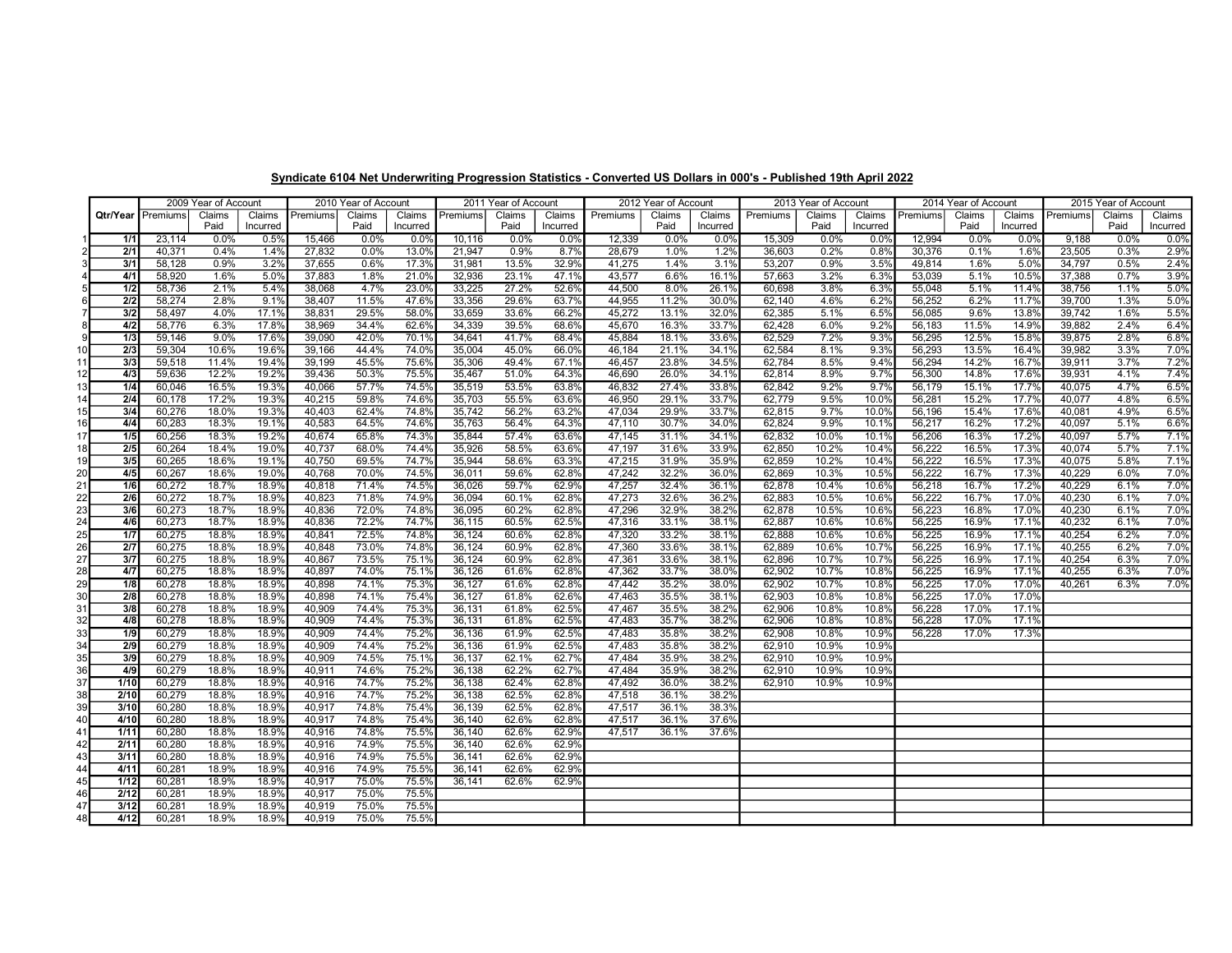## Syndicate 6104 Net Underwriting Progression Statistics - Converted US Dollars in 000's - Published 19th April 2022

| | | 2009 Year of Account | | | 2010 Year of Account | | | 2011 Year of Account | | | 2012 Year of Account | | | 2013 Year of Account | | | 2014 Year of Account | | | 2015 Year of Account | | |
|---|---|---|---|---|---|---|---|---|---|---|---|---|---|---|---|---|---|---|---|---|---|---|---|
| | Qtr/Year | Premiums | Claims Paid | Claims Incurred | Premiums | Claims Paid | Claims Incurred | Premiums | Claims Paid | Claims Incurred | Premiums | Claims Paid | Claims Incurred | Premiums | Claims Paid | Claims Incurred | Premiums | Claims Paid | Claims Incurred | Premiums | Claims Paid | Claims Incurred |
| 1 | 1/1 | 23,114 | 0.0% | 0.5% | 15,466 | 0.0% | 0.0% | 10,116 | 0.0% | 0.0% | 12,339 | 0.0% | 0.0% | 15,309 | 0.0% | 0.0% | 12,994 | 0.0% | 0.0% | 9,188 | 0.0% | 0.0% |
| 2 | 2/1 | 40,371 | 0.4% | 1.4% | 27,832 | 0.0% | 13.0% | 21,947 | 0.9% | 8.7% | 28,679 | 1.0% | 1.2% | 36,603 | 0.2% | 0.8% | 30,376 | 0.1% | 1.6% | 23,505 | 0.3% | 2.9% |
| 3 | 3/1 | 58,128 | 0.9% | 3.2% | 37,655 | 0.6% | 17.3% | 31,981 | 13.5% | 32.9% | 41,275 | 1.4% | 3.1% | 53,207 | 0.9% | 3.5% | 49,814 | 1.6% | 5.0% | 34,797 | 0.5% | 2.4% |
| 4 | 4/1 | 58,920 | 1.6% | 5.0% | 37,883 | 1.8% | 21.0% | 32,936 | 23.1% | 47.1% | 43,577 | 6.6% | 16.1% | 57,663 | 3.2% | 6.3% | 53,039 | 5.1% | 10.5% | 37,388 | 0.7% | 3.9% |
| 5 | 1/2 | 58,736 | 2.1% | 5.4% | 38,068 | 4.7% | 23.0% | 33,225 | 27.2% | 52.6% | 44,500 | 8.0% | 26.1% | 60,698 | 3.8% | 6.3% | 55,048 | 5.1% | 11.4% | 38,756 | 1.1% | 5.0% |
| 6 | 2/2 | 58,274 | 2.8% | 9.1% | 38,407 | 11.5% | 47.6% | 33,356 | 29.6% | 63.7% | 44,955 | 11.2% | 30.0% | 62,140 | 4.6% | 6.2% | 56,252 | 6.2% | 11.7% | 39,700 | 1.3% | 5.0% |
| 7 | 3/2 | 58,497 | 4.0% | 17.1% | 38,831 | 29.5% | 58.0% | 33,659 | 33.6% | 66.2% | 45,272 | 13.1% | 32.0% | 62,385 | 5.1% | 6.5% | 56,085 | 9.6% | 13.8% | 39,742 | 1.6% | 5.5% |
| 8 | 4/2 | 58,776 | 6.3% | 17.8% | 38,969 | 34.4% | 62.6% | 34,339 | 39.5% | 68.6% | 45,670 | 16.3% | 33.7% | 62,428 | 6.0% | 9.2% | 56,183 | 11.5% | 14.9% | 39,882 | 2.4% | 6.4% |
| 9 | 1/3 | 59,146 | 9.0% | 17.6% | 39,090 | 42.0% | 70.1% | 34,641 | 41.7% | 68.4% | 45,884 | 18.1% | 33.6% | 62,529 | 7.2% | 9.3% | 56,295 | 12.5% | 15.8% | 39,875 | 2.8% | 6.8% |
| 10 | 2/3 | 59,304 | 10.6% | 19.6% | 39,166 | 44.4% | 74.0% | 35,004 | 45.0% | 66.0% | 46,184 | 21.1% | 34.1% | 62,584 | 8.1% | 9.3% | 56,293 | 13.5% | 16.4% | 39,982 | 3.3% | 7.0% |
| 11 | 3/3 | 59,518 | 11.4% | 19.4% | 39,199 | 45.5% | 75.6% | 35,306 | 49.4% | 67.1% | 46,457 | 23.8% | 34.5% | 62,784 | 8.5% | 9.4% | 56,294 | 14.2% | 16.7% | 39,911 | 3.7% | 7.2% |
| 12 | 4/3 | 59,636 | 12.2% | 19.2% | 39,436 | 50.3% | 75.5% | 35,467 | 51.0% | 64.3% | 46,690 | 26.0% | 34.1% | 62,814 | 8.9% | 9.7% | 56,300 | 14.8% | 17.6% | 39,931 | 4.1% | 7.4% |
| 13 | 1/4 | 60,046 | 16.5% | 19.3% | 40,066 | 57.7% | 74.5% | 35,519 | 53.5% | 63.8% | 46,832 | 27.4% | 33.8% | 62,842 | 9.2% | 9.7% | 56,179 | 15.1% | 17.7% | 40,075 | 4.7% | 6.5% |
| 14 | 2/4 | 60,178 | 17.2% | 19.3% | 40,215 | 59.8% | 74.6% | 35,703 | 55.5% | 63.6% | 46,950 | 29.1% | 33.7% | 62,779 | 9.5% | 10.0% | 56,281 | 15.2% | 17.7% | 40,077 | 4.8% | 6.5% |
| 15 | 3/4 | 60,276 | 18.0% | 19.3% | 40,403 | 62.4% | 74.8% | 35,742 | 56.2% | 63.2% | 47,034 | 29.9% | 33.7% | 62,815 | 9.7% | 10.0% | 56,196 | 15.4% | 17.6% | 40,081 | 4.9% | 6.5% |
| 16 | 4/4 | 60,283 | 18.3% | 19.1% | 40,583 | 64.5% | 74.6% | 35,763 | 56.4% | 64.3% | 47,110 | 30.7% | 34.0% | 62,824 | 9.9% | 10.1% | 56,217 | 16.2% | 17.2% | 40,097 | 5.1% | 6.6% |
| 17 | 1/5 | 60,256 | 18.3% | 19.2% | 40,674 | 65.8% | 74.3% | 35,844 | 57.4% | 63.6% | 47,145 | 31.1% | 34.1% | 62,832 | 10.0% | 10.1% | 56,206 | 16.3% | 17.2% | 40,097 | 5.7% | 7.1% |
| 18 | 2/5 | 60,264 | 18.4% | 19.0% | 40,737 | 68.0% | 74.4% | 35,926 | 58.5% | 63.6% | 47,197 | 31.6% | 33.9% | 62,850 | 10.2% | 10.4% | 56,222 | 16.5% | 17.3% | 40,074 | 5.7% | 7.1% |
| 19 | 3/5 | 60,265 | 18.6% | 19.1% | 40,750 | 69.5% | 74.7% | 35,944 | 58.6% | 63.3% | 47,215 | 31.9% | 35.9% | 62,859 | 10.2% | 10.4% | 56,222 | 16.5% | 17.3% | 40,075 | 5.8% | 7.1% |
| 20 | 4/5 | 60,267 | 18.6% | 19.0% | 40,768 | 70.0% | 74.5% | 36,011 | 59.6% | 62.8% | 47,242 | 32.2% | 36.0% | 62,869 | 10.3% | 10.5% | 56,222 | 16.7% | 17.3% | 40,229 | 6.0% | 7.0% |
| 21 | 1/6 | 60,272 | 18.7% | 18.9% | 40,818 | 71.4% | 74.5% | 36,026 | 59.7% | 62.9% | 47,257 | 32.4% | 36.1% | 62,878 | 10.4% | 10.6% | 56,218 | 16.7% | 17.2% | 40,229 | 6.1% | 7.0% |
| 22 | 2/6 | 60,272 | 18.7% | 18.9% | 40,823 | 71.8% | 74.9% | 36,094 | 60.1% | 62.8% | 47,273 | 32.6% | 36.2% | 62,883 | 10.5% | 10.6% | 56,222 | 16.7% | 17.0% | 40,230 | 6.1% | 7.0% |
| 23 | 3/6 | 60,273 | 18.7% | 18.9% | 40,836 | 72.0% | 74.8% | 36,095 | 60.2% | 62.8% | 47,296 | 32.9% | 38.2% | 62,878 | 10.5% | 10.6% | 56,223 | 16.8% | 17.0% | 40,230 | 6.1% | 7.0% |
| 24 | 4/6 | 60,273 | 18.7% | 18.9% | 40,836 | 72.2% | 74.7% | 36,115 | 60.5% | 62.5% | 47,316 | 33.1% | 38.1% | 62,887 | 10.6% | 10.6% | 56,225 | 16.9% | 17.1% | 40,232 | 6.1% | 7.0% |
| 25 | 1/7 | 60,275 | 18.8% | 18.9% | 40,841 | 72.5% | 74.8% | 36,124 | 60.6% | 62.8% | 47,320 | 33.2% | 38.1% | 62,888 | 10.6% | 10.6% | 56,225 | 16.9% | 17.1% | 40,254 | 6.2% | 7.0% |
| 26 | 2/7 | 60,275 | 18.8% | 18.9% | 40,848 | 73.0% | 74.8% | 36,124 | 60.9% | 62.8% | 47,360 | 33.6% | 38.1% | 62,889 | 10.6% | 10.7% | 56,225 | 16.9% | 17.1% | 40,255 | 6.2% | 7.0% |
| 27 | 3/7 | 60,275 | 18.8% | 18.9% | 40,867 | 73.5% | 75.1% | 36,124 | 60.9% | 62.8% | 47,361 | 33.6% | 38.1% | 62,896 | 10.7% | 10.7% | 56,225 | 16.9% | 17.1% | 40,254 | 6.3% | 7.0% |
| 28 | 4/7 | 60,275 | 18.8% | 18.9% | 40,897 | 74.0% | 75.1% | 36,126 | 61.6% | 62.8% | 47,362 | 33.7% | 38.0% | 62,902 | 10.7% | 10.8% | 56,225 | 16.9% | 17.1% | 40,255 | 6.3% | 7.0% |
| 29 | 1/8 | 60,278 | 18.8% | 18.9% | 40,898 | 74.1% | 75.3% | 36,127 | 61.6% | 62.8% | 47,442 | 35.2% | 38.0% | 62,902 | 10.7% | 10.8% | 56,225 | 17.0% | 17.0% | 40,261 | 6.3% | 7.0% |
| 30 | 2/8 | 60,278 | 18.8% | 18.9% | 40,898 | 74.1% | 75.4% | 36,127 | 61.8% | 62.6% | 47,463 | 35.5% | 38.1% | 62,903 | 10.8% | 10.8% | 56,225 | 17.0% | 17.0% | | | |
| 31 | 3/8 | 60,278 | 18.8% | 18.9% | 40,909 | 74.4% | 75.3% | 36,131 | 61.8% | 62.5% | 47,467 | 35.5% | 38.2% | 62,906 | 10.8% | 10.8% | 56,228 | 17.0% | 17.1% | | | |
| 32 | 4/8 | 60,278 | 18.8% | 18.9% | 40,909 | 74.4% | 75.3% | 36,131 | 61.8% | 62.5% | 47,483 | 35.7% | 38.2% | 62,906 | 10.8% | 10.8% | 56,228 | 17.0% | 17.1% | | | |
| 33 | 1/9 | 60,279 | 18.8% | 18.9% | 40,909 | 74.4% | 75.2% | 36,136 | 61.9% | 62.5% | 47,483 | 35.8% | 38.2% | 62,908 | 10.8% | 10.9% | 56,228 | 17.0% | 17.3% | | | |
| 34 | 2/9 | 60,279 | 18.8% | 18.9% | 40,909 | 74.4% | 75.2% | 36,136 | 61.9% | 62.5% | 47,483 | 35.8% | 38.2% | 62,910 | 10.9% | 10.9% | | | | | | |
| 35 | 3/9 | 60,279 | 18.8% | 18.9% | 40,909 | 74.5% | 75.1% | 36,137 | 62.1% | 62.7% | 47,484 | 35.9% | 38.2% | 62,910 | 10.9% | 10.9% | | | | | | |
| 36 | 4/9 | 60,279 | 18.8% | 18.9% | 40,911 | 74.6% | 75.2% | 36,138 | 62.2% | 62.7% | 47,484 | 35.9% | 38.2% | 62,910 | 10.9% | 10.9% | | | | | | |
| 37 | 1/10 | 60,279 | 18.8% | 18.9% | 40,916 | 74.7% | 75.2% | 36,138 | 62.4% | 62.8% | 47,492 | 36.0% | 38.2% | 62,910 | 10.9% | 10.9% | | | | | | |
| 38 | 2/10 | 60,279 | 18.8% | 18.9% | 40,916 | 74.7% | 75.2% | 36,138 | 62.5% | 62.8% | 47,518 | 36.1% | 38.2% | | | | | | | | | |
| 39 | 3/10 | 60,280 | 18.8% | 18.9% | 40,917 | 74.8% | 75.4% | 36,139 | 62.5% | 62.8% | 47,517 | 36.1% | 38.3% | | | | | | | | | |
| 40 | 4/10 | 60,280 | 18.8% | 18.9% | 40,917 | 74.8% | 75.4% | 36,140 | 62.6% | 62.8% | 47,517 | 36.1% | 37.6% | | | | | | | | | |
| 41 | 1/11 | 60,280 | 18.8% | 18.9% | 40,916 | 74.8% | 75.5% | 36,140 | 62.6% | 62.9% | 47,517 | 36.1% | 37.6% | | | | | | | | | |
| 42 | 2/11 | 60,280 | 18.8% | 18.9% | 40,916 | 74.9% | 75.5% | 36,140 | 62.6% | 62.9% | | | | | | | | | | | | |
| 43 | 3/11 | 60,280 | 18.8% | 18.9% | 40,916 | 74.9% | 75.5% | 36,141 | 62.6% | 62.9% | | | | | | | | | | | | |
| 44 | 4/11 | 60,281 | 18.9% | 18.9% | 40,916 | 74.9% | 75.5% | 36,141 | 62.6% | 62.9% | | | | | | | | | | | | |
| 45 | 1/12 | 60,281 | 18.9% | 18.9% | 40,917 | 75.0% | 75.5% | 36,141 | 62.6% | 62.9% | | | | | | | | | | | | |
| 46 | 2/12 | 60,281 | 18.9% | 18.9% | 40,917 | 75.0% | 75.5% | | | | | | | | | | | | | | | |
| 47 | 3/12 | 60,281 | 18.9% | 18.9% | 40,919 | 75.0% | 75.5% | | | | | | | | | | | | | | | |
| 48 | 4/12 | 60,281 | 18.9% | 18.9% | 40,919 | 75.0% | 75.5% | | | | | | | | | | | | | | | |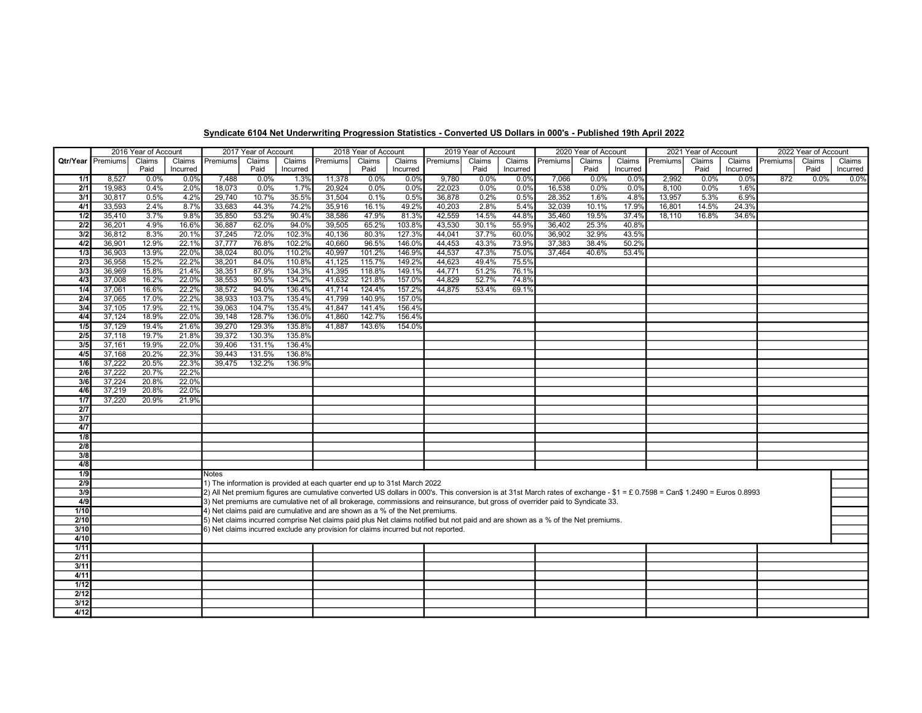## Syndicate 6104 Net Underwriting Progression Statistics - Converted US Dollars in 000's - Published 19th April 2022

| Qtr/Year | 2016 Year of Account | | | 2017 Year of Account | | | 2018 Year of Account | | | 2019 Year of Account | | | 2020 Year of Account | | | 2021 Year of Account | | | 2022 Year of Account | | |
|---|---|---|---|---|---|---|---|---|---|---|---|---|---|---|---|---|---|---|---|---|---|
| | Premiums | Claims Paid | Claims Incurred | Premiums | Claims Paid | Claims Incurred | Premiums | Claims Paid | Claims Incurred | Premiums | Claims Paid | Claims Incurred | Premiums | Claims Paid | Claims Incurred | Premiums | Claims Paid | Claims Incurred | Premiums | Claims Paid | Claims Incurred |
| 1/1 | 8,527 | 0.0% | 0.0% | 7,488 | 0.0% | 1.3% | 11,378 | 0.0% | 0.0% | 9,780 | 0.0% | 0.0% | 7,066 | 0.0% | 0.0% | 2,992 | 0.0% | 0.0% | 872 | 0.0% | 0.0% |
| 2/1 | 19,983 | 0.4% | 2.0% | 18,073 | 0.0% | 1.7% | 20,924 | 0.0% | 0.0% | 22,023 | 0.0% | 0.0% | 16,538 | 0.0% | 0.0% | 8,100 | 0.0% | 1.6% | | | |
| 3/1 | 30,817 | 0.5% | 4.2% | 29,740 | 10.7% | 35.5% | 31,504 | 0.1% | 0.5% | 36,878 | 0.2% | 0.5% | 28,352 | 1.6% | 4.8% | 13,957 | 5.3% | 6.9% | | | |
| 4/1 | 33,593 | 2.4% | 8.7% | 33,683 | 44.3% | 74.2% | 35,916 | 16.1% | 49.2% | 40,203 | 2.8% | 5.4% | 32,039 | 10.1% | 17.9% | 16,801 | 14.5% | 24.3% | | | |
| 1/2 | 35,410 | 3.7% | 9.8% | 35,850 | 53.2% | 90.4% | 38,586 | 47.9% | 81.3% | 42,559 | 14.5% | 44.8% | 35,460 | 19.5% | 37.4% | 18,110 | 16.8% | 34.6% | | | |
| 2/2 | 36,201 | 4.9% | 16.6% | 36,887 | 62.0% | 94.0% | 39,505 | 65.2% | 103.8% | 43,530 | 30.1% | 55.9% | 36,402 | 25.3% | 40.8% | | | | | | |
| 3/2 | 36,812 | 8.3% | 20.1% | 37,245 | 72.0% | 102.3% | 40,136 | 80.3% | 127.3% | 44,041 | 37.7% | 60.0% | 36,902 | 32.9% | 43.5% | | | | | | |
| 4/2 | 36,901 | 12.9% | 22.1% | 37,777 | 76.8% | 102.2% | 40,660 | 96.5% | 146.0% | 44,453 | 43.3% | 73.9% | 37,383 | 38.4% | 50.2% | | | | | | |
| 1/3 | 36,903 | 13.9% | 22.0% | 38,024 | 80.0% | 110.2% | 40,997 | 101.2% | 146.9% | 44,537 | 47.3% | 75.0% | 37,464 | 40.6% | 53.4% | | | | | | |
| 2/3 | 36,958 | 15.2% | 22.2% | 38,201 | 84.0% | 110.8% | 41,125 | 115.7% | 149.2% | 44,623 | 49.4% | 75.5% | | | | | | | | | |
| 3/3 | 36,969 | 15.8% | 21.4% | 38,351 | 87.9% | 134.3% | 41,395 | 118.8% | 149.1% | 44,771 | 51.2% | 76.1% | | | | | | | | | |
| 4/3 | 37,008 | 16.2% | 22.0% | 38,553 | 90.5% | 134.2% | 41,632 | 121.8% | 157.0% | 44,829 | 52.7% | 74.8% | | | | | | | | | |
| 1/4 | 37,061 | 16.6% | 22.2% | 38,572 | 94.0% | 136.4% | 41,714 | 124.4% | 157.2% | 44,875 | 53.4% | 69.1% | | | | | | | | | |
| 2/4 | 37,065 | 17.0% | 22.2% | 38,933 | 103.7% | 135.4% | 41,799 | 140.9% | 157.0% | | | | | | | | | | | | |
| 3/4 | 37,105 | 17.9% | 22.1% | 39,063 | 104.7% | 135.4% | 41,847 | 141.4% | 156.4% | | | | | | | | | | | | |
| 4/4 | 37,124 | 18.9% | 22.0% | 39,148 | 128.7% | 136.0% | 41,860 | 142.7% | 156.4% | | | | | | | | | | | | |
| 1/5 | 37,129 | 19.4% | 21.6% | 39,270 | 129.3% | 135.8% | 41,887 | 143.6% | 154.0% | | | | | | | | | | | | |
| 2/5 | 37,118 | 19.7% | 21.8% | 39,372 | 130.3% | 135.8% | | | | | | | | | | | | | | | |
| 3/5 | 37,161 | 19.9% | 22.0% | 39,406 | 131.1% | 136.4% | | | | | | | | | | | | | | | |
| 4/5 | 37,168 | 20.2% | 22.3% | 39,443 | 131.5% | 136.8% | | | | | | | | | | | | | | | |
| 1/6 | 37,222 | 20.5% | 22.3% | 39,475 | 132.2% | 136.9% | | | | | | | | | | | | | | | |
| 2/6 | 37,222 | 20.7% | 22.2% | | | | | | | | | | | | | | | | | | |
| 3/6 | 37,224 | 20.8% | 22.0% | | | | | | | | | | | | | | | | | | |
| 4/6 | 37,219 | 20.8% | 22.0% | | | | | | | | | | | | | | | | | | |
| 1/7 | 37,220 | 20.9% | 21.9% | | | | | | | | | | | | | | | | | | |
| 2/7 | | | | | | | | | | | | | | | | | | | | | |
| 3/7 | | | | | | | | | | | | | | | | | | | | | |
| 4/7 | | | | | | | | | | | | | | | | | | | | | |
| 1/8 | | | | | | | | | | | | | | | | | | | | | |
| 2/8 | | | | | | | | | | | | | | | | | | | | | |
| 3/8 | | | | | | | | | | | | | | | | | | | | | |
| 4/8 | | | | | | | | | | | | | | | | | | | | | |
| 1/9 | | | | | | | | | | | | | | | | | | | | | |
| 2/9 | | | | | | | | | | | | | | | | | | | | | |
| 3/9 | | | | | | | | | | | | | | | | | | | | | |
| 4/9 | | | | | | | | | | | | | | | | | | | | | |
| 1/10 | | | | | | | | | | | | | | | | | | | | | |
| 2/10 | | | | | | | | | | | | | | | | | | | | | |
| 3/10 | | | | | | | | | | | | | | | | | | | | | |
| 4/10 | | | | | | | | | | | | | | | | | | | | | |
| 1/11 | | | | | | | | | | | | | | | | | | | | | |
| 2/11 | | | | | | | | | | | | | | | | | | | | | |
| 3/11 | | | | | | | | | | | | | | | | | | | | | |
| 4/11 | | | | | | | | | | | | | | | | | | | | | |
| 1/12 | | | | | | | | | | | | | | | | | | | | | |
| 2/12 | | | | | | | | | | | | | | | | | | | | | |
| 3/12 | | | | | | | | | | | | | | | | | | | | | |
| 4/12 | | | | | | | | | | | | | | | | | | | | | |

Notes

1) The information is provided at each quarter end up to 31st March 2022
2) All Net premium figures are cumulative converted US dollars in 000's. This conversion is at 31st March rates of exchange - $1 = £ 0.7598 = Can$ 1.2490 = Euros 0.8993
3) Net premiums are cumulative net of all brokerage, commissions and reinsurance, but gross of overrider paid to Syndicate 33.
4) Net claims paid are cumulative and are shown as a % of the Net premiums.
5) Net claims incurred comprise Net claims paid plus Net claims notified but not paid and are shown as a % of the Net premiums.
6) Net claims incurred exclude any provision for claims incurred but not reported.